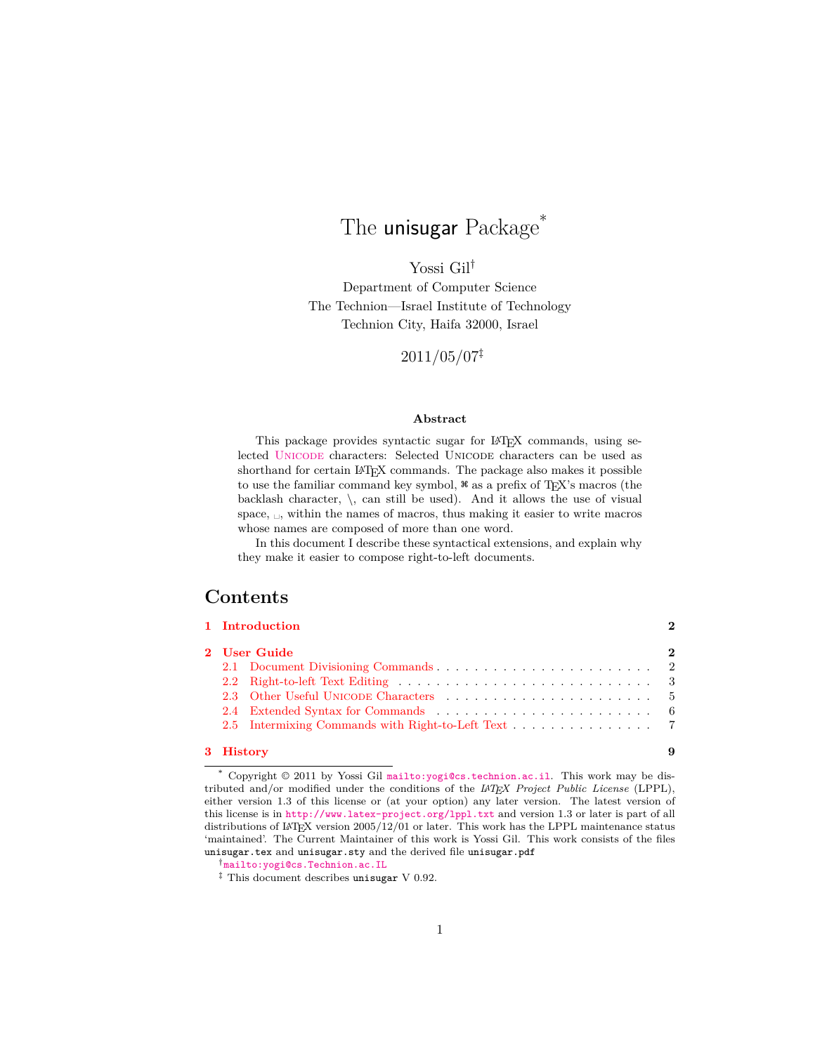# The unisugar Package*

Yossi Gil†

Department of Computer Science
The Technion—Israel Institute of Technology
Technion City, Haifa 32000, Israel

2011/05/07‡

### Abstract

This package provides syntactic sugar for LaTeX commands, using selected Unicode characters: Selected Unicode characters can be used as shorthand for certain LaTeX commands. The package also makes it possible to use the familiar command key symbol, ⌘ as a prefix of TeX's macros (the backlash character, \, can still be used). And it allows the use of visual space, ␣, within the names of macros, thus making it easier to write macros whose names are composed of more than one word.

In this document I describe these syntactical extensions, and explain why they make it easier to compose right-to-left documents.

## Contents

**1 Introduction** **2**

**2 User Guide** **2**

- 2.1 Document Divisioning Commands . . . . . . . . . 2
- 2.2 Right-to-left Text Editing . . . . . . . . . 3
- 2.3 Other Useful Unicode Characters . . . . . . . . . 5
- 2.4 Extended Syntax for Commands . . . . . . . . . 6
- 2.5 Intermixing Commands with Right-to-Left Text . . . . . . . . . 7

**3 History** **9**

---

\* Copyright © 2011 by Yossi Gil mailto:yogi@cs.technion.ac.il. This work may be distributed and/or modified under the conditions of the *LaTeX Project Public License* (LPPL), either version 1.3 of this license or (at your option) any later version. The latest version of this license is in http://www.latex-project.org/lppl.txt and version 1.3 or later is part of all distributions of LaTeX version 2005/12/01 or later. This work has the LPPL maintenance status 'maintained'. The Current Maintainer of this work is Yossi Gil. This work consists of the files unisugar.tex and unisugar.sty and the derived file unisugar.pdf

† mailto:yogi@cs.Technion.ac.IL

‡ This document describes unisugar V 0.92.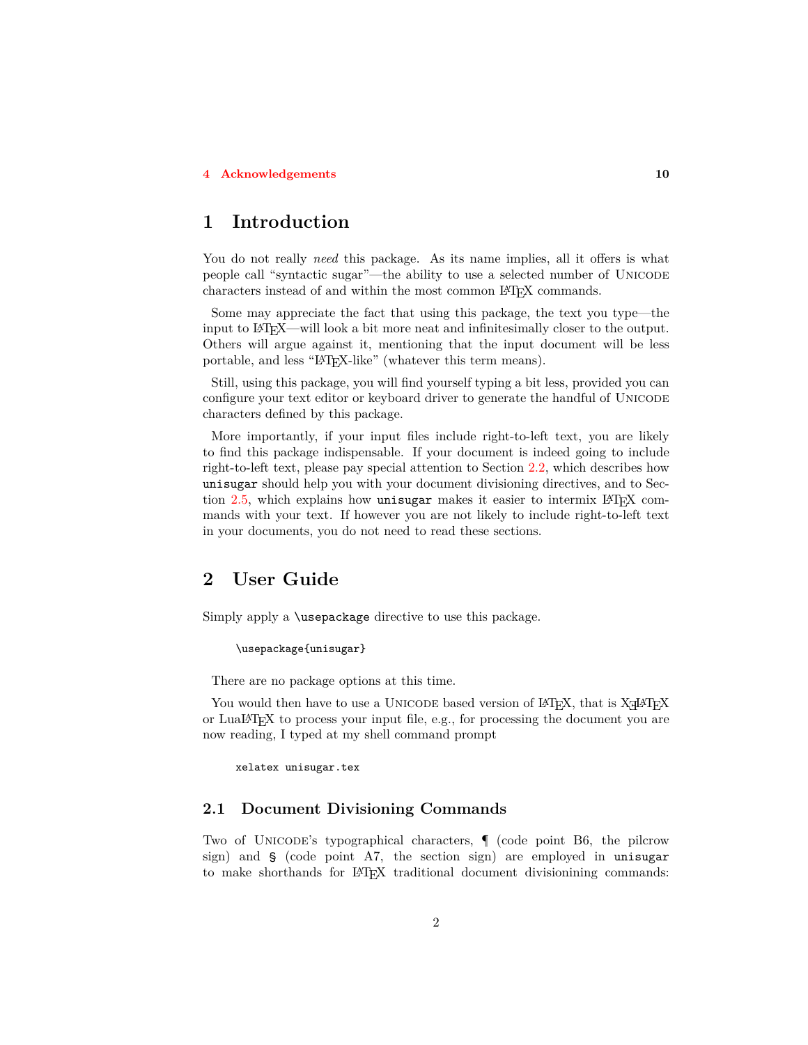| 4 Acknowledgements | 10 |
|---|---|

# 1 Introduction

You do not really *need* this package. As its name implies, all it offers is what people call "syntactic sugar"—the ability to use a selected number of Unicode characters instead of and within the most common LaTeX commands.

Some may appreciate the fact that using this package, the text you type—the input to LaTeX—will look a bit more neat and infinitesimally closer to the output. Others will argue against it, mentioning that the input document will be less portable, and less "LaTeX-like" (whatever this term means).

Still, using this package, you will find yourself typing a bit less, provided you can configure your text editor or keyboard driver to generate the handful of Unicode characters defined by this package.

More importantly, if your input files include right-to-left text, you are likely to find this package indispensable. If your document is indeed going to include right-to-left text, please pay special attention to Section 2.2, which describes how `unisugar` should help you with your document divisioning directives, and to Section 2.5, which explains how `unisugar` makes it easier to intermix LaTeX commands with your text. If however you are not likely to include right-to-left text in your documents, you do not need to read these sections.

# 2 User Guide

Simply apply a `\usepackage` directive to use this package.

```
\usepackage{unisugar}
```

There are no package options at this time.

You would then have to use a Unicode based version of LaTeX, that is XeLaTeX or LuaLaTeX to process your input file, e.g., for processing the document you are now reading, I typed at my shell command prompt

```
xelatex unisugar.tex
```

## 2.1 Document Divisioning Commands

Two of Unicode's typographical characters, ¶ (code point B6, the pilcrow sign) and § (code point A7, the section sign) are employed in `unisugar` to make shorthands for LaTeX traditional document divisionining commands: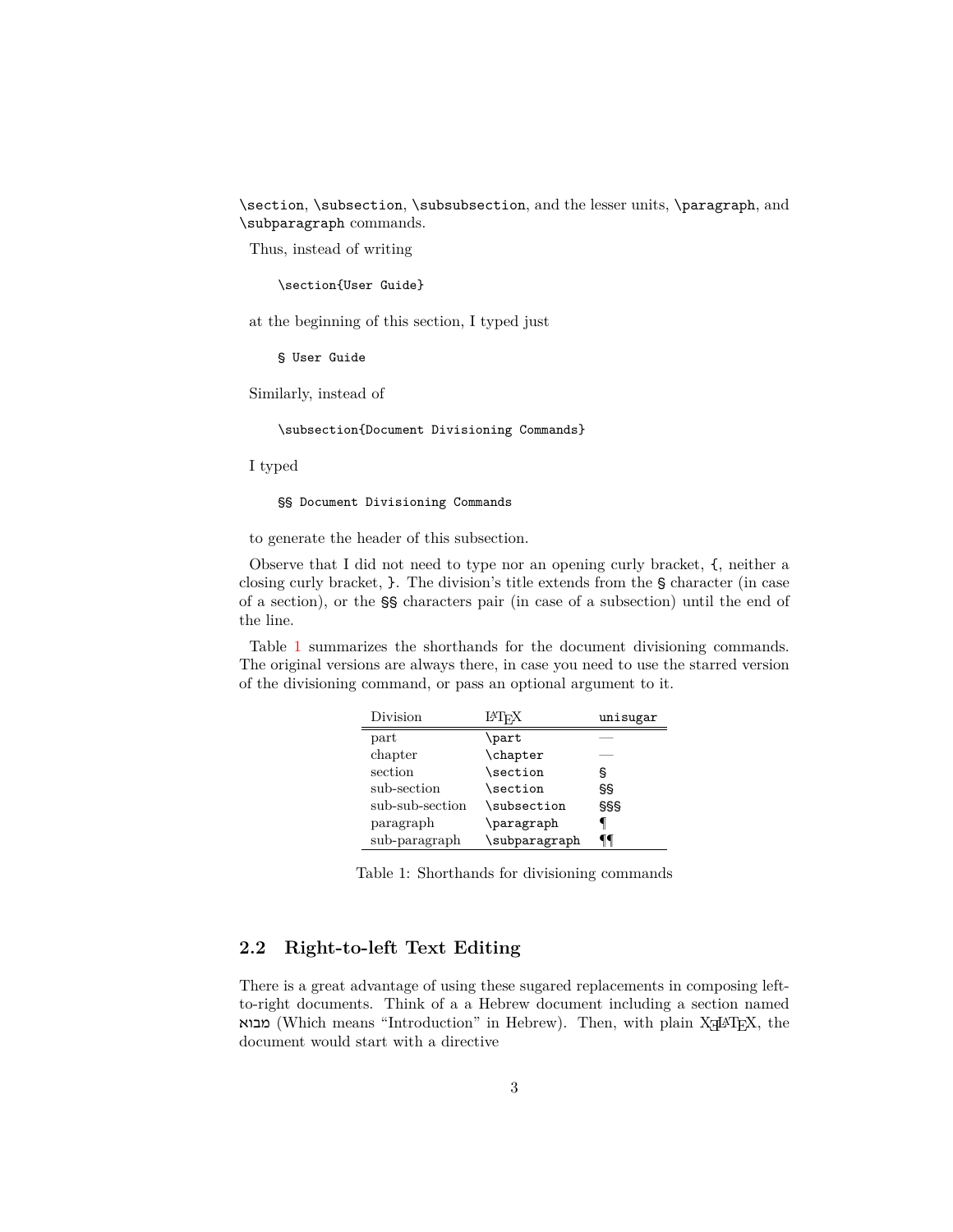`\section`, `\subsection`, `\subsubsection`, and the lesser units, `\paragraph`, and `\subparagraph` commands.

Thus, instead of writing

```
\section{User Guide}
```

at the beginning of this section, I typed just

```
§ User Guide
```

Similarly, instead of

```
\subsection{Document Divisioning Commands}
```

I typed

```
§§ Document Divisioning Commands
```

to generate the header of this subsection.

Observe that I did not need to type nor an opening curly bracket, `{`, neither a closing curly bracket, `}`. The division's title extends from the `§` character (in case of a section), or the `§§` characters pair (in case of a subsection) until the end of the line.

Table 1 summarizes the shorthands for the document divisioning commands. The original versions are always there, in case you need to use the starred version of the divisioning command, or pass an optional argument to it.

| Division | LaTeX | `unisugar` |
| --- | --- | --- |
| part | `\part` | — |
| chapter | `\chapter` | — |
| section | `\section` | `§` |
| sub-section | `\section` | `§§` |
| sub-sub-section | `\subsection` | `§§§` |
| paragraph | `\paragraph` | `¶` |
| sub-paragraph | `\subparagraph` | `¶¶` |

Table 1: Shorthands for divisioning commands

## 2.2 Right-to-left Text Editing

There is a great advantage of using these sugared replacements in composing left-to-right documents. Think of a a Hebrew document including a section named מבוא (Which means "Introduction" in Hebrew). Then, with plain XeLaTeX, the document would start with a directive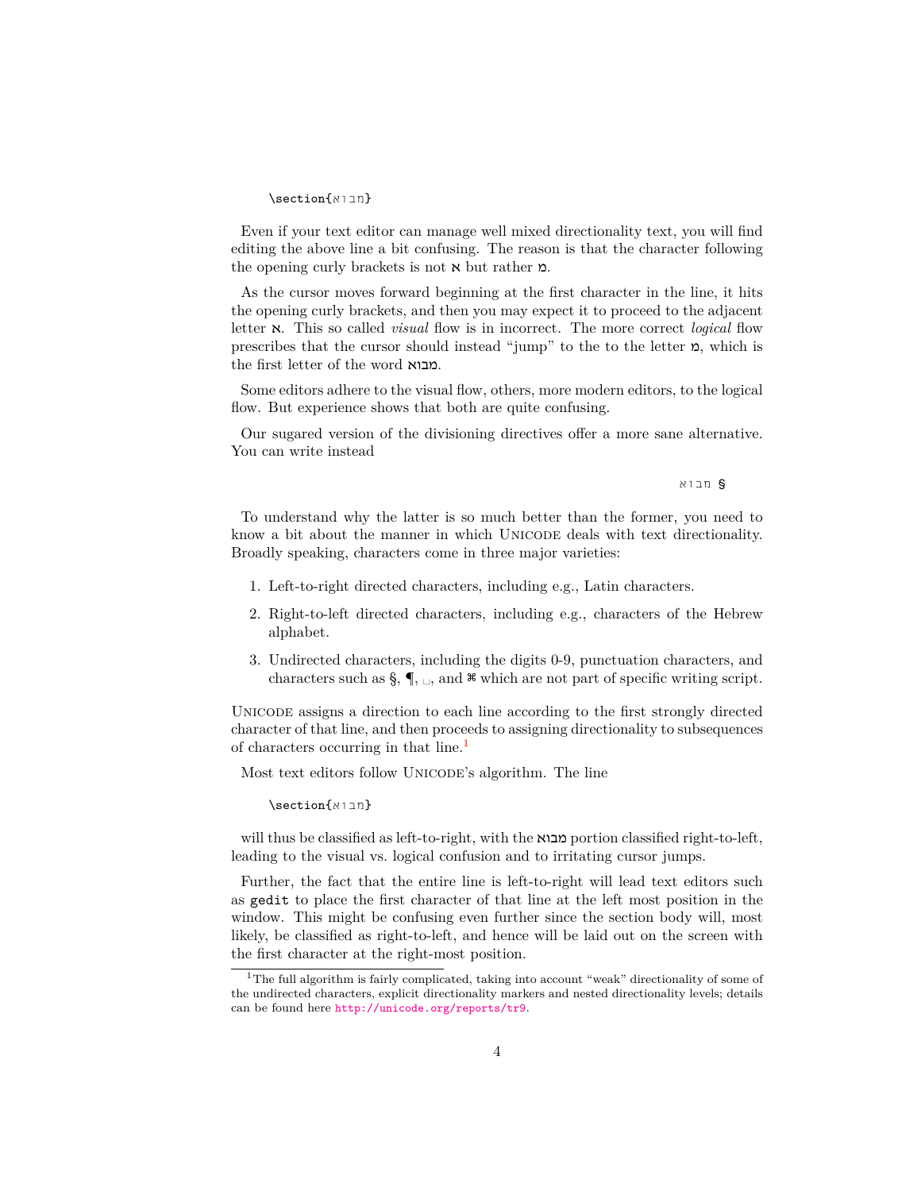```
\section{מבוא}
```

Even if your text editor can manage well mixed directionality text, you will find editing the above line a bit confusing. The reason is that the character following the opening curly brackets is not א but rather מ.

As the cursor moves forward beginning at the first character in the line, it hits the opening curly brackets, and then you may expect it to proceed to the adjacent letter א. This so called *visual* flow is in incorrect. The more correct *logical* flow prescribes that the cursor should instead "jump" to the to the letter מ, which is the first letter of the word מבוא.

Some editors adhere to the visual flow, others, more modern editors, to the logical flow. But experience shows that both are quite confusing.

Our sugared version of the divisioning directives offer a more sane alternative. You can write instead

```
§ מבוא
```

To understand why the latter is so much better than the former, you need to know a bit about the manner in which UNICODE deals with text directionality. Broadly speaking, characters come in three major varieties:

1. Left-to-right directed characters, including e.g., Latin characters.
2. Right-to-left directed characters, including e.g., characters of the Hebrew alphabet.
3. Undirected characters, including the digits 0-9, punctuation characters, and characters such as §, ¶, ␣, and ⌘ which are not part of specific writing script.

UNICODE assigns a direction to each line according to the first strongly directed character of that line, and then proceeds to assigning directionality to subsequences of characters occurring in that line.[1]

Most text editors follow UNICODE's algorithm. The line

```
\section{מבוא}
```

will thus be classified as left-to-right, with the מבוא portion classified right-to-left, leading to the visual vs. logical confusion and to irritating cursor jumps.

Further, the fact that the entire line is left-to-right will lead text editors such as `gedit` to place the first character of that line at the left most position in the window. This might be confusing even further since the section body will, most likely, be classified as right-to-left, and hence will be laid out on the screen with the first character at the right-most position.

[1] The full algorithm is fairly complicated, taking into account "weak" directionality of some of the undirected characters, explicit directionality markers and nested directionality levels; details can be found here http://unicode.org/reports/tr9.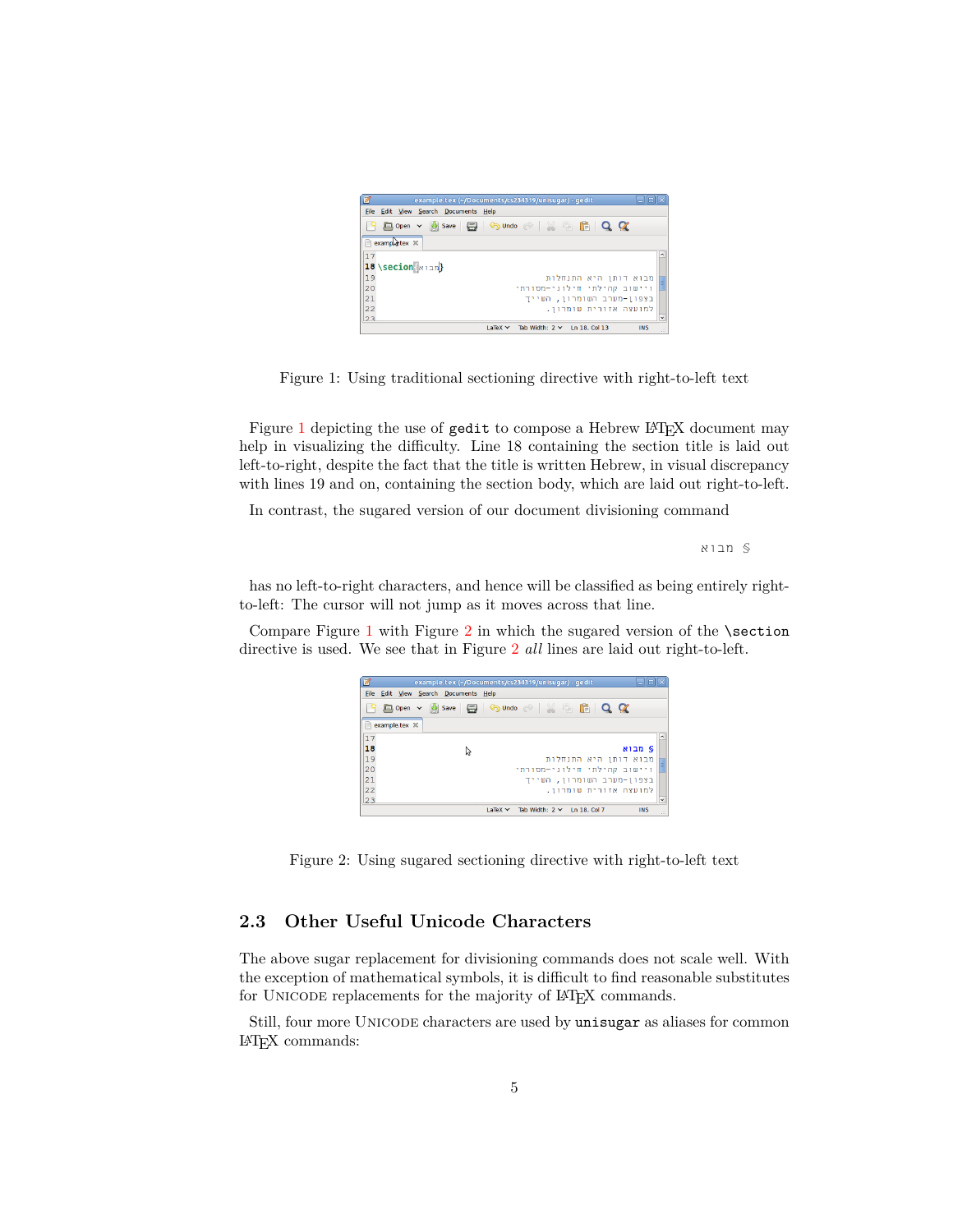Figure 1: Using traditional sectioning directive with right-to-left text

Figure 1 depicting the use of `gedit` to compose a Hebrew LaTeX document may help in visualizing the difficulty. Line 18 containing the section title is laid out left-to-right, despite the fact that the title is written Hebrew, in visual discrepancy with lines 19 and on, containing the section body, which are laid out right-to-left.

In contrast, the sugared version of our document divisioning command

```
§ מבוא
```

has no left-to-right characters, and hence will be classified as being entirely right-to-left: The cursor will not jump as it moves across that line.

Compare Figure 1 with Figure 2 in which the sugared version of the `\section` directive is used. We see that in Figure 2 *all* lines are laid out right-to-left.

Figure 2: Using sugared sectioning directive with right-to-left text

## 2.3 Other Useful Unicode Characters

The above sugar replacement for divisioning commands does not scale well. With the exception of mathematical symbols, it is difficult to find reasonable substitutes for Unicode replacements for the majority of LaTeX commands.

Still, four more Unicode characters are used by `unisugar` as aliases for common LaTeX commands: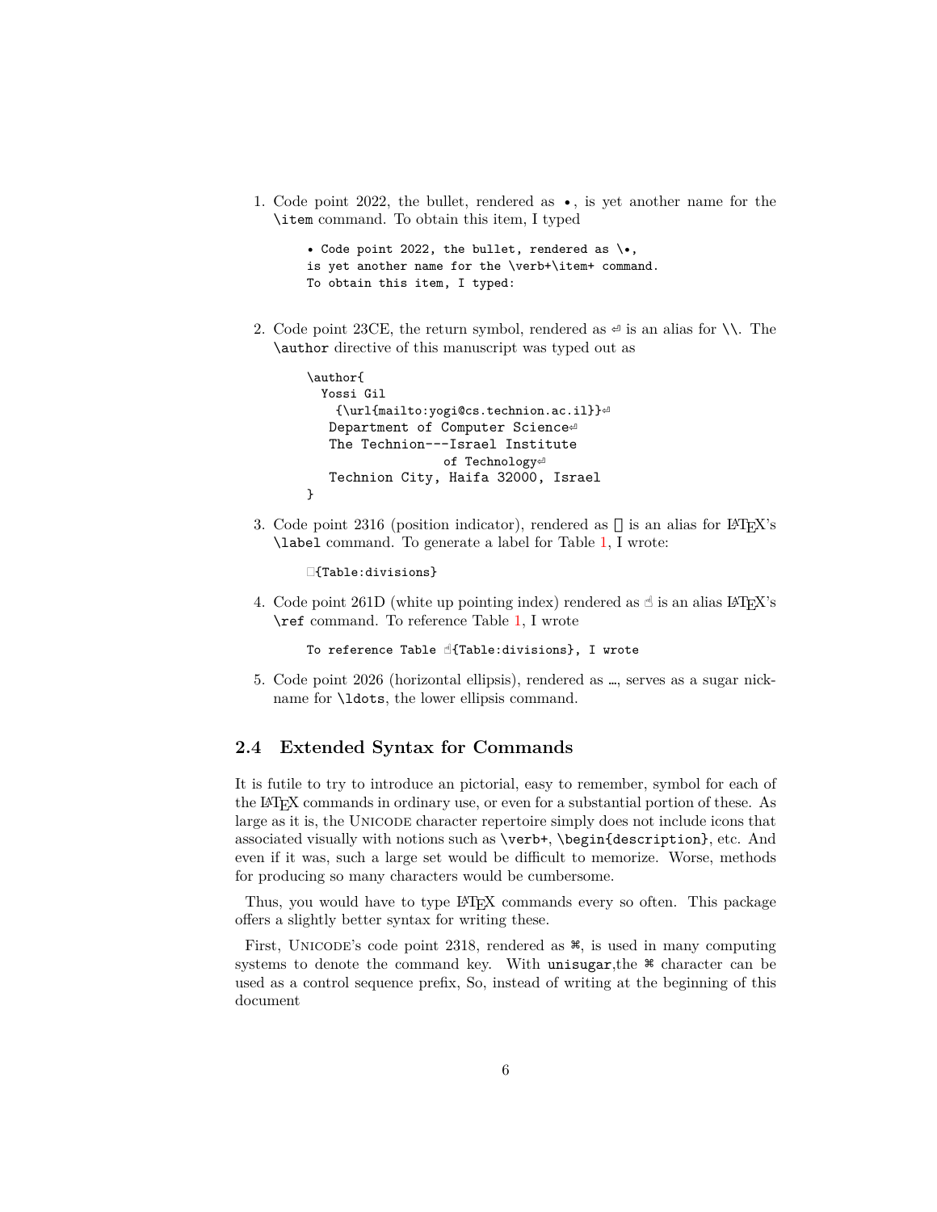1. Code point 2022, the bullet, rendered as •, is yet another name for the `\item` command. To obtain this item, I typed

   ```
   • Code point 2022, the bullet, rendered as \•,
   is yet another name for the \verb+\item+ command.
   To obtain this item, I typed:
   ```

2. Code point 23CE, the return symbol, rendered as ⏎ is an alias for `\\`. The `\author` directive of this manuscript was typed out as

   ```
   \author{
     Yossi Gil
       {\url{mailto:yogi@cs.technion.ac.il}}⏎
      Department of Computer Science⏎
      The Technion---Israel Institute
                     of Technology⏎
      Technion City, Haifa 32000, Israel
   }
   ```

3. Code point 2316 (position indicator), rendered as ⌖ is an alias for LaTeX's `\label` command. To generate a label for Table 1, I wrote:

   ```
   ⌖{Table:divisions}
   ```

4. Code point 261D (white up pointing index) rendered as ☝ is an alias LaTeX's `\ref` command. To reference Table 1, I wrote

   ```
   To reference Table ☝{Table:divisions}, I wrote
   ```

5. Code point 2026 (horizontal ellipsis), rendered as …, serves as a sugar nickname for `\ldots`, the lower ellipsis command.

### 2.4 Extended Syntax for Commands

It is futile to try to introduce an pictorial, easy to remember, symbol for each of the LaTeX commands in ordinary use, or even for a substantial portion of these. As large as it is, the UNICODE character repertoire simply does not include icons that associated visually with notions such as `\verb+`, `\begin{description}`, etc. And even if it was, such a large set would be difficult to memorize. Worse, methods for producing so many characters would be cumbersome.

Thus, you would have to type LaTeX commands every so often. This package offers a slightly better syntax for writing these.

First, UNICODE's code point 2318, rendered as ⌘, is used in many computing systems to denote the command key. With `unisugar`,the ⌘ character can be used as a control sequence prefix, So, instead of writing at the beginning of this document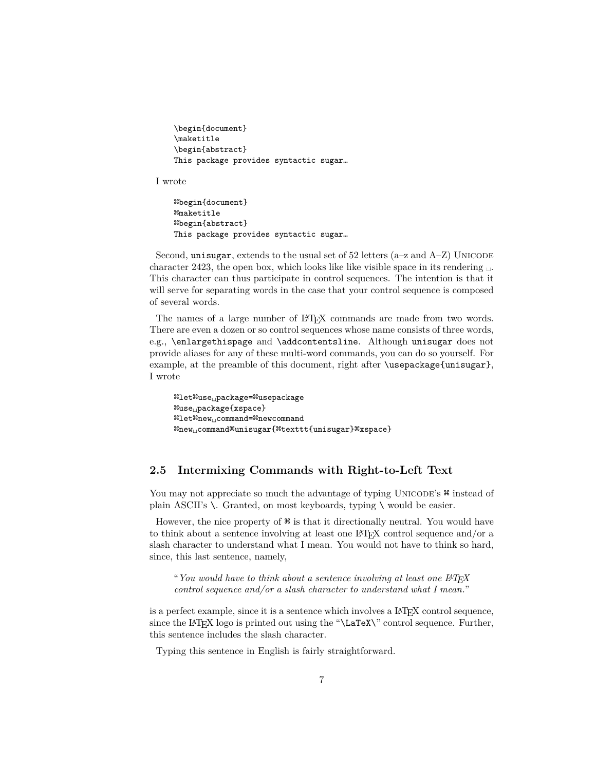```
\begin{document}
\maketitle
\begin{abstract}
This package provides syntactic sugar…
```

I wrote

```
⌘begin{document}
⌘maketitle
⌘begin{abstract}
This package provides syntactic sugar…
```

Second, `unisugar`, extends to the usual set of 52 letters (a–z and A–Z) UNICODE character 2423, the open box, which looks like like visible space in its rendering ␣. This character can thus participate in control sequences. The intention is that it will serve for separating words in the case that your control sequence is composed of several words.

The names of a large number of LaTeX commands are made from two words. There are even a dozen or so control sequences whose name consists of three words, e.g., `\enlargethispage` and `\addcontentsline`. Although `unisugar` does not provide aliases for any of these multi-word commands, you can do so yourself. For example, at the preamble of this document, right after `\usepackage{unisugar}`, I wrote

```
⌘let⌘use␣package=⌘usepackage
⌘use␣package{xspace}
⌘let⌘new␣command=⌘newcommand
⌘new␣command⌘unisugar{⌘texttt{unisugar}⌘xspace}
```

## 2.5 Intermixing Commands with Right-to-Left Text

You may not appreciate so much the advantage of typing UNICODE's ⌘ instead of plain ASCII's `\`. Granted, on most keyboards, typing `\` would be easier.

However, the nice property of ⌘ is that it directionally neutral. You would have to think about a sentence involving at least one LaTeX control sequence and/or a slash character to understand what I mean. You would not have to think so hard, since, this last sentence, namely,

> "*You would have to think about a sentence involving at least one LaTeX control sequence and/or a slash character to understand what I mean.*"

is a perfect example, since it is a sentence which involves a LaTeX control sequence, since the LaTeX logo is printed out using the "`\LaTeX\`" control sequence. Further, this sentence includes the slash character.

Typing this sentence in English is fairly straightforward.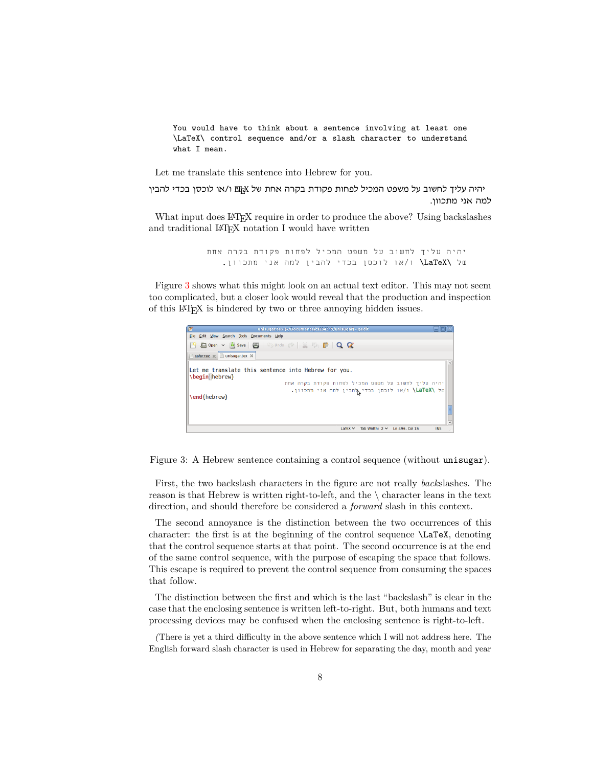```
You would have to think about a sentence involving at least one
\LaTeX\ control sequence and/or a slash character to understand
what I mean.
```

Let me translate this sentence into Hebrew for you.

יהיה עליך לחשוב על משפט המכיל לפחות פקודת בקרה אחת של LaTeX ו/או לוכסן בכדי להבין למה אני מתכוון.

What input does LaTeX require in order to produce the above? Using backslashes and traditional LaTeX notation I would have written

```
יהיה עליך לחשוב על משפט המכיל לפחות פקודת בקרה אחת
של \LaTeX\ ו/או לוכסן בכדי להבין למה אני מתכוון.
```

Figure 3 shows what this might look on an actual text editor. This may not seem too complicated, but a closer look would reveal that the production and inspection of this LaTeX is hindered by two or three annoying hidden issues.

Figure 3: A Hebrew sentence containing a control sequence (without `unisugar`).

First, the two backslash characters in the figure are not really *back*slashes. The reason is that Hebrew is written right-to-left, and the \ character leans in the text direction, and should therefore be considered a *forward* slash in this context.

The second annoyance is the distinction between the two occurrences of this character: the first is at the beginning of the control sequence `\LaTeX`, denoting that the control sequence starts at that point. The second occurrence is at the end of the same control sequence, with the purpose of escaping the space that follows. This escape is required to prevent the control sequence from consuming the spaces that follow.

The distinction between the first and which is the last "backslash" is clear in the case that the enclosing sentence is written left-to-right. But, both humans and text processing devices may be confused when the enclosing sentence is right-to-left.

(There is yet a third difficulty in the above sentence which I will not address here. The English forward slash character is used in Hebrew for separating the day, month and year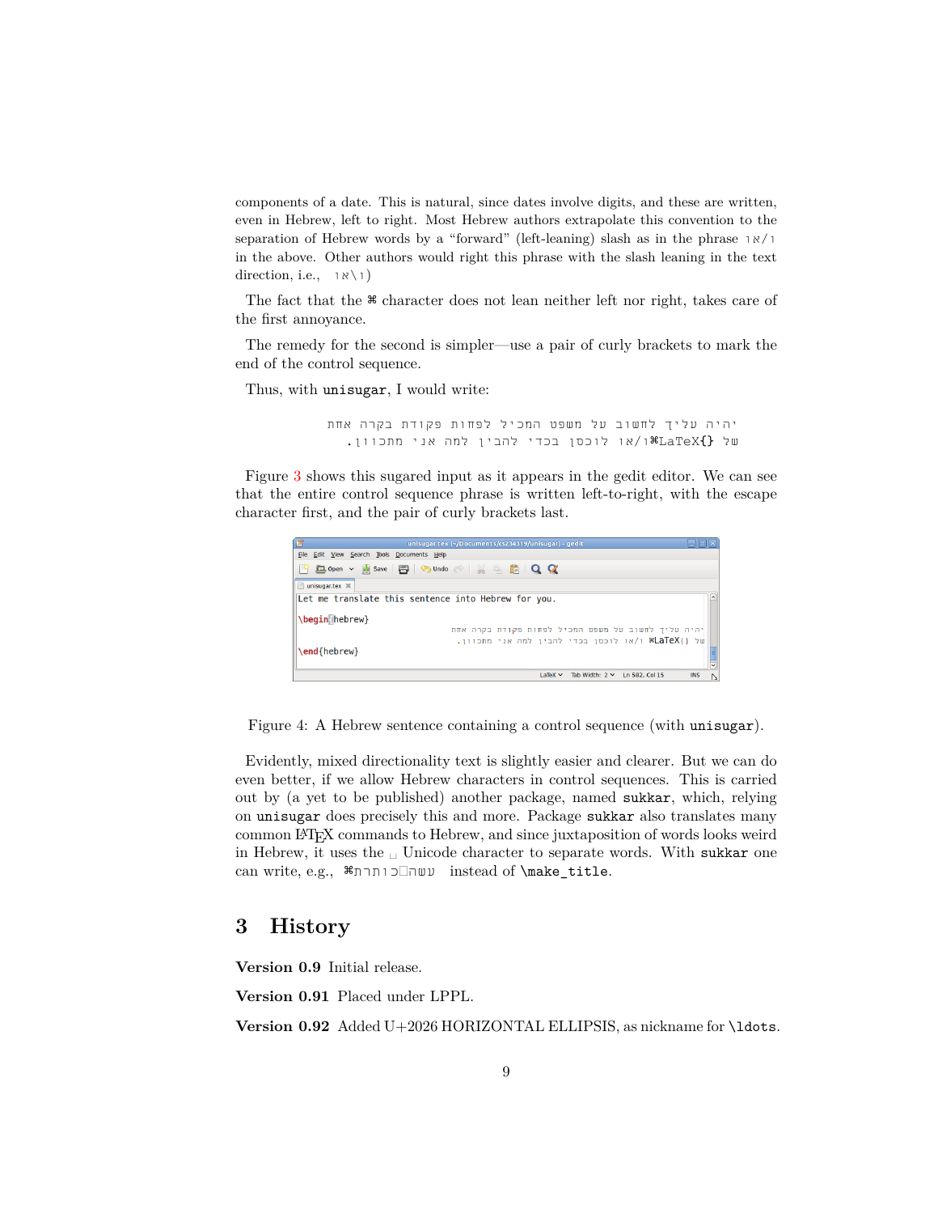components of a date. This is natural, since dates involve digits, and these are written, even in Hebrew, left to right. Most Hebrew authors extrapolate this convention to the separation of Hebrew words by a "forward" (left-leaning) slash as in the phrase ו/או in the above. Other authors would right this phrase with the slash leaning in the text direction, i.e., ו\או)

The fact that the ⌘ character does not lean neither left nor right, takes care of the first annoyance.

The remedy for the second is simpler—use a pair of curly brackets to mark the end of the control sequence.

Thus, with `unisugar`, I would write:

```
יהיה עליך לחשוב על משפט המכיל לפחות פקודת בקרה אחת
של ⌘LaTeX{} ו/או לוכסן בכדי להבין למה אני מתכוון.
```

Figure 3 shows this sugared input as it appears in the gedit editor. We can see that the entire control sequence phrase is written left-to-right, with the escape character first, and the pair of curly brackets last.

Figure 4: A Hebrew sentence containing a control sequence (with `unisugar`).

Evidently, mixed directionality text is slightly easier and clearer. But we can do even better, if we allow Hebrew characters in control sequences. This is carried out by (a yet to be published) another package, named `sukkar`, which, relying on `unisugar` does precisely this and more. Package `sukkar` also translates many common LaTeX commands to Hebrew, and since juxtaposition of words looks weird in Hebrew, it uses the ␣ Unicode character to separate words. With `sukkar` one can write, e.g., ⌘עשה␣כותרת instead of `\make_title`.

# 3 History

**Version 0.9** Initial release.

**Version 0.91** Placed under LPPL.

**Version 0.92** Added U+2026 HORIZONTAL ELLIPSIS, as nickname for `\ldots`.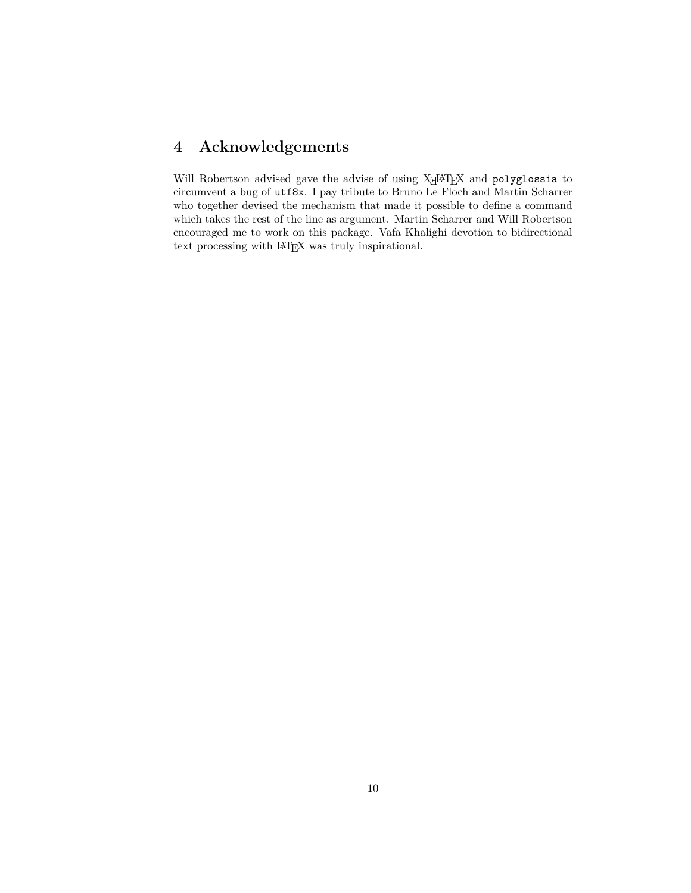# 4 Acknowledgements

Will Robertson advised gave the advise of using XeLaTeX and `polyglossia` to circumvent a bug of `utf8x`. I pay tribute to Bruno Le Floch and Martin Scharrer who together devised the mechanism that made it possible to define a command which takes the rest of the line as argument. Martin Scharrer and Will Robertson encouraged me to work on this package. Vafa Khalighi devotion to bidirectional text processing with LaTeX was truly inspirational.